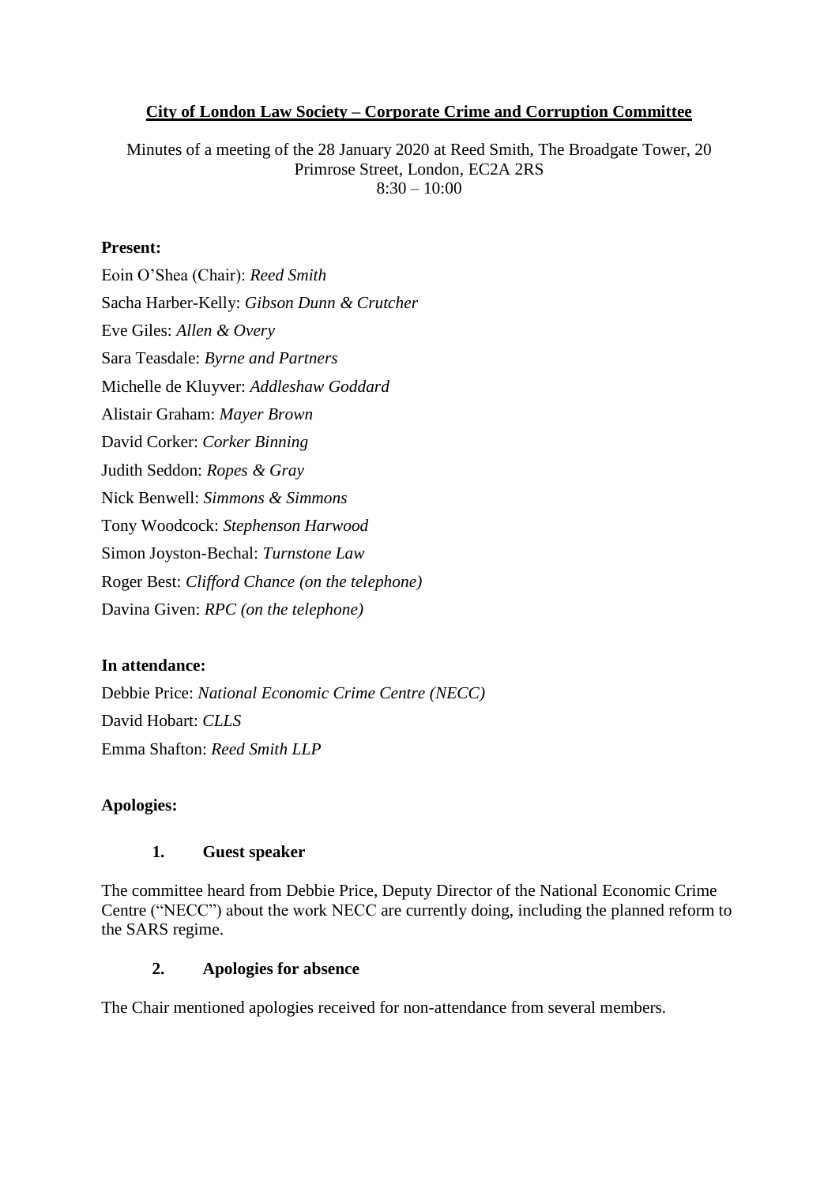# City of London Law Society – Corporate Crime and Corruption Committee

Minutes of a meeting of the 28 January 2020 at Reed Smith, The Broadgate Tower, 20 Primrose Street, London, EC2A 2RS
8:30 – 10:00

**Present:**

Eoin O'Shea (Chair): *Reed Smith*
Sacha Harber-Kelly: *Gibson Dunn & Crutcher*
Eve Giles: *Allen & Overy*
Sara Teasdale: *Byrne and Partners*
Michelle de Kluyver: *Addleshaw Goddard*
Alistair Graham: *Mayer Brown*
David Corker: *Corker Binning*
Judith Seddon: *Ropes & Gray*
Nick Benwell: *Simmons & Simmons*
Tony Woodcock: *Stephenson Harwood*
Simon Joyston-Bechal: *Turnstone Law*
Roger Best: *Clifford Chance (on the telephone)*
Davina Given: *RPC (on the telephone)*

**In attendance:**

Debbie Price: *National Economic Crime Centre (NECC)*
David Hobart: *CLLS*
Emma Shafton: *Reed Smith LLP*

**Apologies:**

## 1. Guest speaker

The committee heard from Debbie Price, Deputy Director of the National Economic Crime Centre ("NECC") about the work NECC are currently doing, including the planned reform to the SARS regime.

## 2. Apologies for absence

The Chair mentioned apologies received for non-attendance from several members.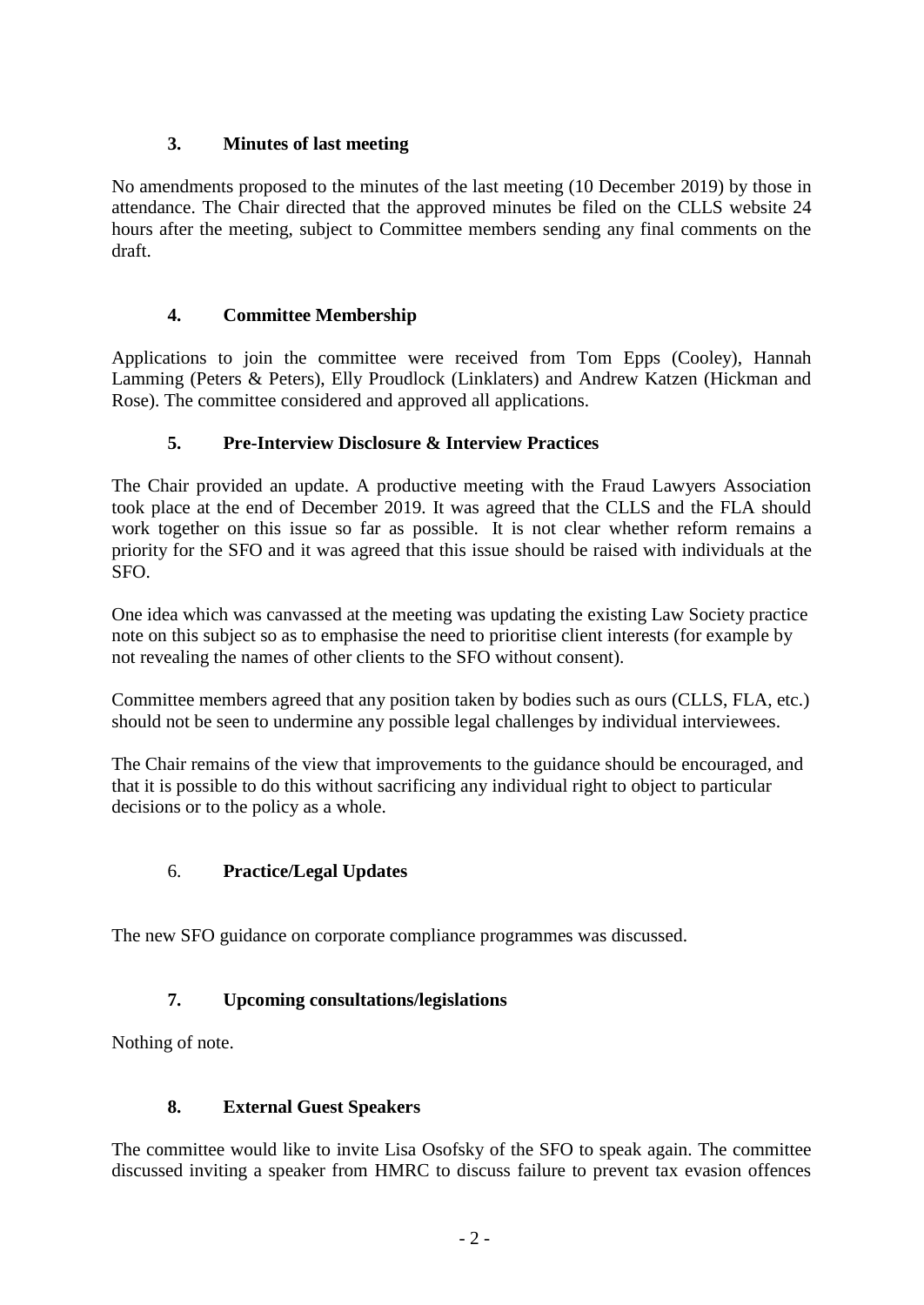### 3. Minutes of last meeting

No amendments proposed to the minutes of the last meeting (10 December 2019) by those in attendance. The Chair directed that the approved minutes be filed on the CLLS website 24 hours after the meeting, subject to Committee members sending any final comments on the draft.

### 4. Committee Membership

Applications to join the committee were received from Tom Epps (Cooley), Hannah Lamming (Peters & Peters), Elly Proudlock (Linklaters) and Andrew Katzen (Hickman and Rose). The committee considered and approved all applications.

### 5. Pre-Interview Disclosure & Interview Practices

The Chair provided an update. A productive meeting with the Fraud Lawyers Association took place at the end of December 2019. It was agreed that the CLLS and the FLA should work together on this issue so far as possible. It is not clear whether reform remains a priority for the SFO and it was agreed that this issue should be raised with individuals at the SFO.

One idea which was canvassed at the meeting was updating the existing Law Society practice note on this subject so as to emphasise the need to prioritise client interests (for example by not revealing the names of other clients to the SFO without consent).

Committee members agreed that any position taken by bodies such as ours (CLLS, FLA, etc.) should not be seen to undermine any possible legal challenges by individual interviewees.

The Chair remains of the view that improvements to the guidance should be encouraged, and that it is possible to do this without sacrificing any individual right to object to particular decisions or to the policy as a whole.

### 6. Practice/Legal Updates

The new SFO guidance on corporate compliance programmes was discussed.

### 7. Upcoming consultations/legislations

Nothing of note.

### 8. External Guest Speakers

The committee would like to invite Lisa Osofsky of the SFO to speak again. The committee discussed inviting a speaker from HMRC to discuss failure to prevent tax evasion offences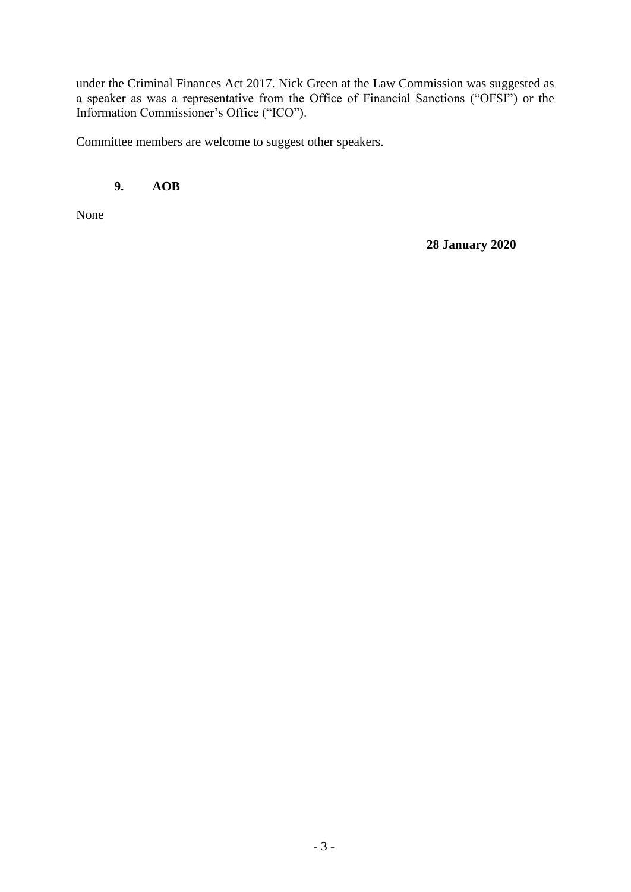under the Criminal Finances Act 2017. Nick Green at the Law Commission was suggested as a speaker as was a representative from the Office of Financial Sanctions ("OFSI") or the Information Commissioner's Office ("ICO").

Committee members are welcome to suggest other speakers.

**9. AOB**

None

**28 January 2020**